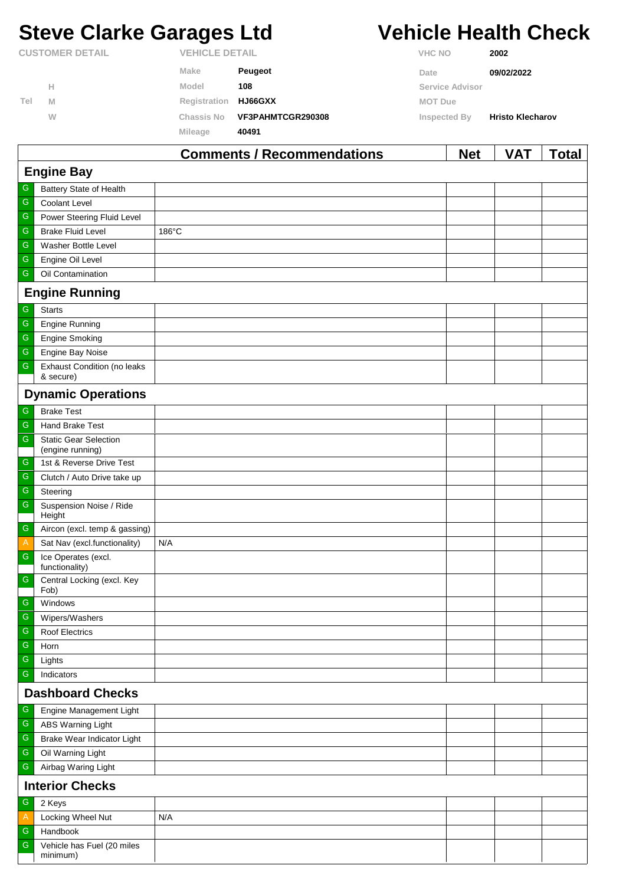# Steve Clarke Garages Ltd

# Vehicle Health Check

| CUSTOMER DETAIL | | VEHICLE DETAIL | | | |
|---|---|---|---|---|---|
| | | Make | Peugeot | VHC NO | 2002 |
| | H | Model | 108 | Date | 09/02/2022 |
| Tel | M | Registration | HJ66GXX | Service Advisor | |
| | W | Chassis No | VF3PAHMTCGR290308 | MOT Due | |
| | | Mileage | 40491 | Inspected By | Hristo Klecharov |

| | | Comments / Recommendations | Net | VAT | Total |
|---|---|---|---|---|---|
| **Engine Bay** | | | | | |
| G | Battery State of Health | | | | |
| G | Coolant Level | | | | |
| G | Power Steering Fluid Level | | | | |
| G | Brake Fluid Level | 186°C | | | |
| G | Washer Bottle Level | | | | |
| G | Engine Oil Level | | | | |
| G | Oil Contamination | | | | |
| **Engine Running** | | | | | |
| G | Starts | | | | |
| G | Engine Running | | | | |
| G | Engine Smoking | | | | |
| G | Engine Bay Noise | | | | |
| G | Exhaust Condition (no leaks & secure) | | | | |
| **Dynamic Operations** | | | | | |
| G | Brake Test | | | | |
| G | Hand Brake Test | | | | |
| G | Static Gear Selection (engine running) | | | | |
| G | 1st & Reverse Drive Test | | | | |
| G | Clutch / Auto Drive take up | | | | |
| G | Steering | | | | |
| G | Suspension Noise / Ride Height | | | | |
| G | Aircon (excl. temp & gassing) | | | | |
| A | Sat Nav (excl.functionality) | N/A | | | |
| G | Ice Operates (excl. functionality) | | | | |
| G | Central Locking (excl. Key Fob) | | | | |
| G | Windows | | | | |
| G | Wipers/Washers | | | | |
| G | Roof Electrics | | | | |
| G | Horn | | | | |
| G | Lights | | | | |
| G | Indicators | | | | |
| **Dashboard Checks** | | | | | |
| G | Engine Management Light | | | | |
| G | ABS Warning Light | | | | |
| G | Brake Wear Indicator Light | | | | |
| G | Oil Warning Light | | | | |
| G | Airbag Waring Light | | | | |
| **Interior Checks** | | | | | |
| G | 2 Keys | | | | |
| A | Locking Wheel Nut | N/A | | | |
| G | Handbook | | | | |
| G | Vehicle has Fuel (20 miles minimum) | | | | |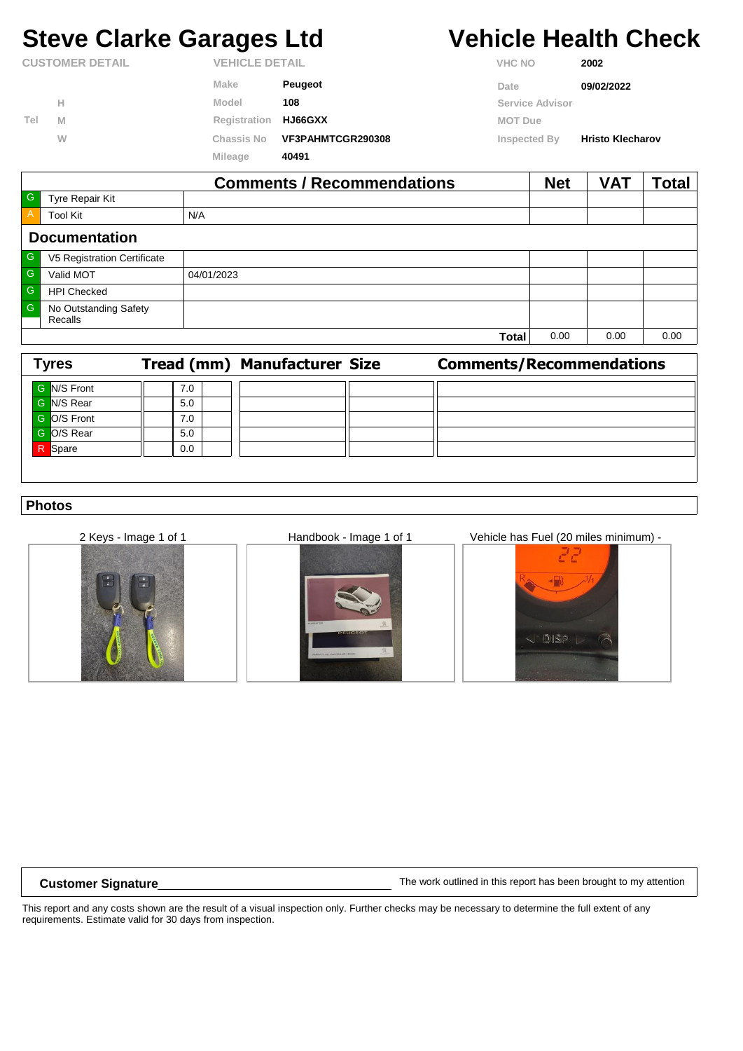# Steve Clarke Garages Ltd

# Vehicle Health Check

| CUSTOMER DETAIL | | VEHICLE DETAIL | | | |
|---|---|---|---|---|---|
| | | | | VHC NO | 2002 |
| | | Make | Peugeot | Date | 09/02/2022 |
| | H | Model | 108 | Service Advisor | |
| Tel | M | Registration | HJ66GXX | MOT Due | |
| | W | Chassis No | VF3PAHMTCGR290308 | Inspected By | Hristo Klecharov |
| | | Mileage | 40491 | | |

| | | Comments / Recommendations | Net | VAT | Total |
|---|---|---|---|---|---|
| G | Tyre Repair Kit | | | | |
| A | Tool Kit | N/A | | | |
| **Documentation** | | | | | |
| G | V5 Registration Certificate | | | | |
| G | Valid MOT | 04/01/2023 | | | |
| G | HPI Checked | | | | |
| G | No Outstanding Safety Recalls | | | | |
| | | **Total** | 0.00 | 0.00 | 0.00 |

| Tyres | | Tread (mm) | | Manufacturer | Size | Comments/Recommendations |
|---|---|---|---|---|---|---|
| G | N/S Front | 7.0 | | | | |
| G | N/S Rear | 5.0 | | | | |
| G | O/S Front | 7.0 | | | | |
| G | O/S Rear | 5.0 | | | | |
| R | Spare | 0.0 | | | | |

## Photos

2 Keys - Image 1 of 1

Handbook - Image 1 of 1

Vehicle has Fuel (20 miles minimum) -

**Customer Signature**\_\_\_\_\_\_\_\_\_\_\_\_\_\_\_\_\_\_\_\_\_\_\_\_\_\_\_\_ The work outlined in this report has been brought to my attention

This report and any costs shown are the result of a visual inspection only. Further checks may be necessary to determine the full extent of any requirements. Estimate valid for 30 days from inspection.